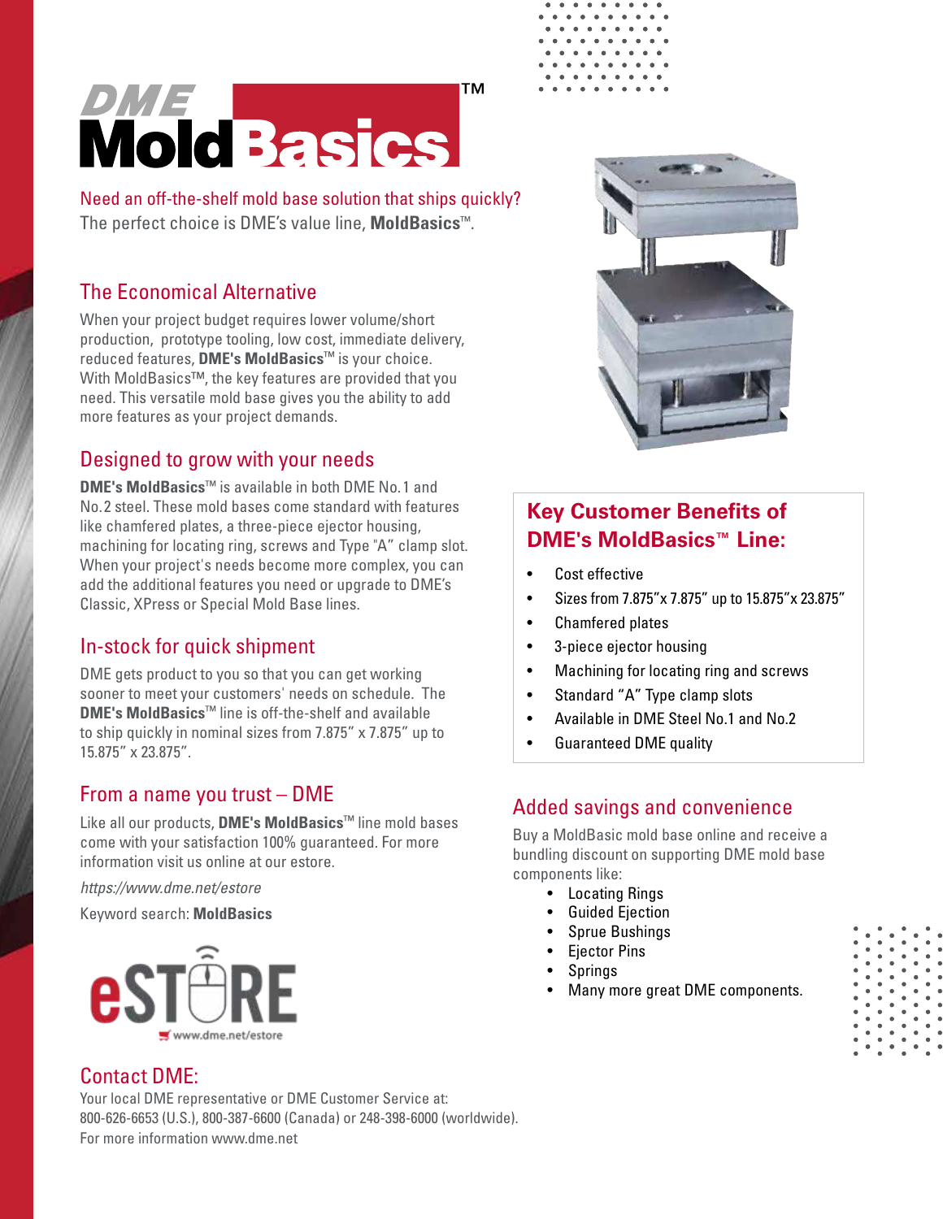# DME MoldBasics™

Need an off-the-shelf mold base solution that ships quickly?
The perfect choice is DME's value line, **MoldBasics**™.

## The Economical Alternative

When your project budget requires lower volume/short production, prototype tooling, low cost, immediate delivery, reduced features, **DME's MoldBasics**™ is your choice. With MoldBasics™, the key features are provided that you need. This versatile mold base gives you the ability to add more features as your project demands.

## Designed to grow with your needs

**DME's MoldBasics**™ is available in both DME No.1 and No.2 steel. These mold bases come standard with features like chamfered plates, a three-piece ejector housing, machining for locating ring, screws and Type "A" clamp slot. When your project's needs become more complex, you can add the additional features you need or upgrade to DME's Classic, XPress or Special Mold Base lines.

## In-stock for quick shipment

DME gets product to you so that you can get working sooner to meet your customers' needs on schedule. The **DME's MoldBasics**™ line is off-the-shelf and available to ship quickly in nominal sizes from 7.875" x 7.875" up to 15.875" x 23.875".

## From a name you trust – DME

Like all our products, **DME's MoldBasics**™ line mold bases come with your satisfaction 100% guaranteed. For more information visit us online at our estore.

*https://www.dme.net/estore*

Keyword search: **MoldBasics**

eSTORE
www.dme.net/estore

## Key Customer Benefits of DME's MoldBasics™ Line:

- Cost effective
- Sizes from 7.875"x 7.875" up to 15.875"x 23.875"
- Chamfered plates
- 3-piece ejector housing
- Machining for locating ring and screws
- Standard "A" Type clamp slots
- Available in DME Steel No.1 and No.2
- Guaranteed DME quality

## Added savings and convenience

Buy a MoldBasic mold base online and receive a bundling discount on supporting DME mold base components like:

- Locating Rings
- Guided Ejection
- Sprue Bushings
- Ejector Pins
- Springs
- Many more great DME components.

## Contact DME:

Your local DME representative or DME Customer Service at:
800-626-6653 (U.S.), 800-387-6600 (Canada) or 248-398-6000 (worldwide).
For more information www.dme.net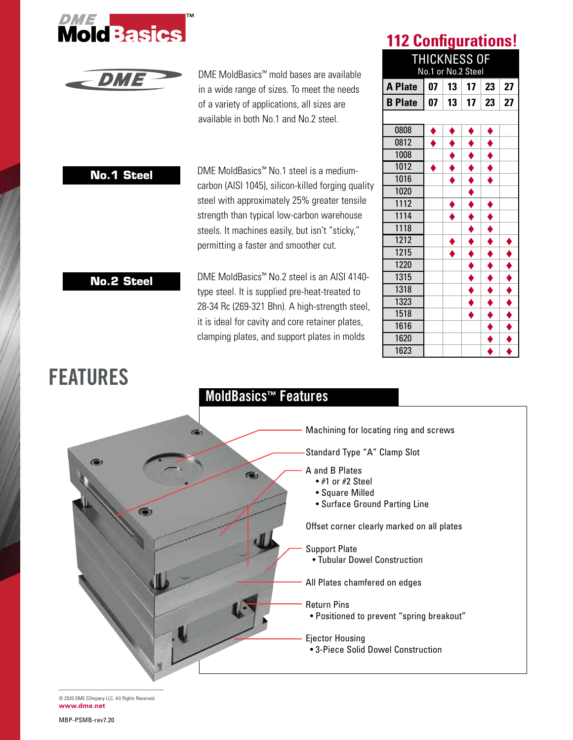# DME MoldBasics™

DME MoldBasics™ mold bases are available in a wide range of sizes. To meet the needs of a variety of applications, all sizes are available in both No.1 and No.2 steel.

**No.1 Steel**

DME MoldBasics™ No.1 steel is a medium-carbon (AISI 1045), silicon-killed forging quality steel with approximately 25% greater tensile strength than typical low-carbon warehouse steels. It machines easily, but isn't "sticky," permitting a faster and smoother cut.

**No.2 Steel**

DME MoldBasics™ No.2 steel is an AISI 4140-type steel. It is supplied pre-heat-treated to 28-34 Rc (269-321 Bhn). A high-strength steel, it is ideal for cavity and core retainer plates, clamping plates, and support plates in molds

## 112 Configurations!

| THICKNESS OF No.1 or No.2 Steel | | | | | |
|---|---|---|---|---|---|
| **A Plate** | **07** | **13** | **17** | **23** | **27** |
| **B Plate** | **07** | **13** | **17** | **23** | **27** |
| 0808 | ♦ | ♦ | ♦ | ♦ | |
| 0812 | ♦ | ♦ | ♦ | ♦ | |
| 1008 | | ♦ | ♦ | ♦ | |
| 1012 | ♦ | ♦ | ♦ | ♦ | |
| 1016 | | ♦ | ♦ | ♦ | |
| 1020 | | | ♦ | | |
| 1112 | | ♦ | ♦ | ♦ | |
| 1114 | | ♦ | ♦ | ♦ | |
| 1118 | | | ♦ | ♦ | |
| 1212 | | ♦ | ♦ | ♦ | ♦ |
| 1215 | | ♦ | ♦ | ♦ | ♦ |
| 1220 | | | ♦ | ♦ | ♦ |
| 1315 | | | ♦ | ♦ | ♦ |
| 1318 | | | ♦ | ♦ | ♦ |
| 1323 | | | ♦ | ♦ | ♦ |
| 1518 | | | ♦ | ♦ | ♦ |
| 1616 | | | | ♦ | ♦ |
| 1620 | | | | ♦ | ♦ |
| 1623 | | | | ♦ | ♦ |

# FEATURES

## MoldBasics™ Features

Machining for locating ring and screws

Standard Type "A" Clamp Slot

A and B Plates
- #1 or #2 Steel
- Square Milled
- Surface Ground Parting Line

Offset corner clearly marked on all plates

Support Plate
- Tubular Dowel Construction

All Plates chamfered on edges

Return Pins
- Positioned to prevent "spring breakout"

Ejector Housing
- 3-Piece Solid Dowel Construction

© 2020 DME COmpany LLC. All Rights Reserved.
**www.dme.net**

MBP-PSMB-rev7.20